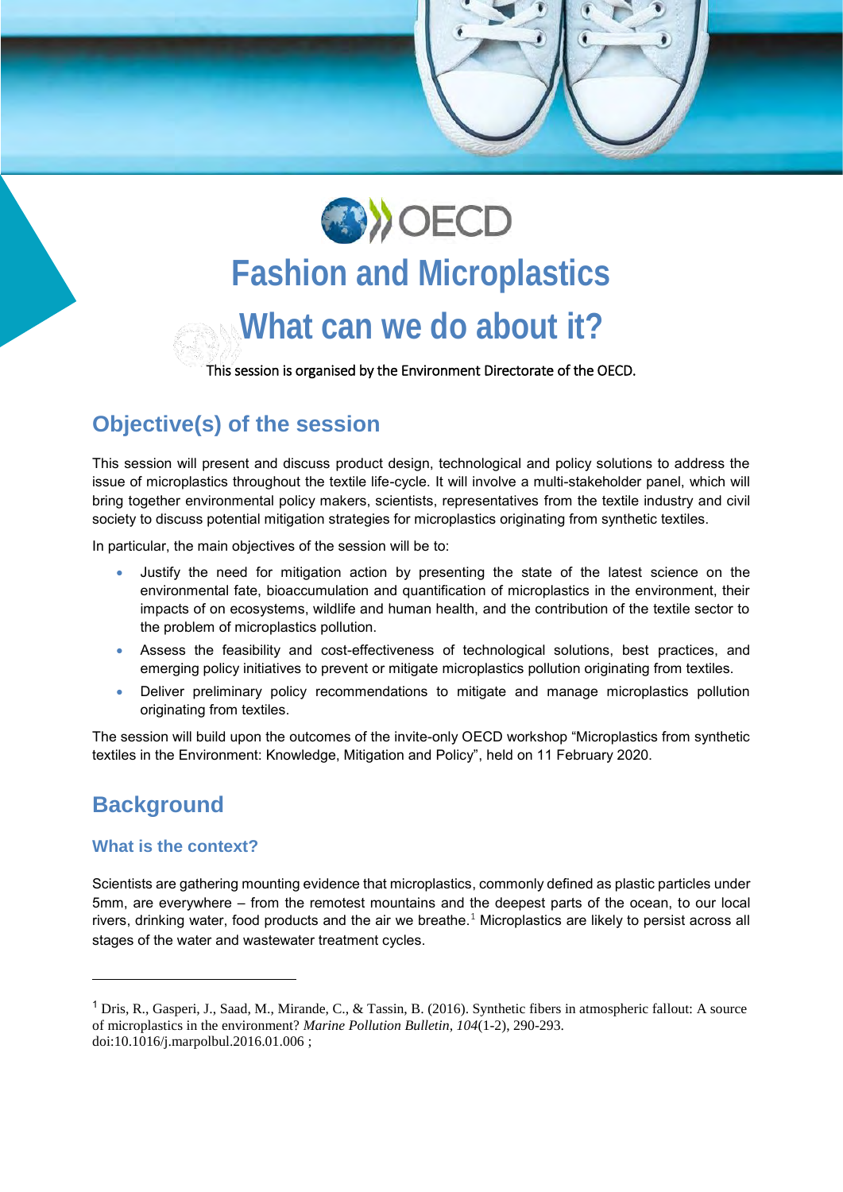# Fashion and Microplastics

# What can we do about it?

This session is organised by the Environment Directorate of the OECD.

## Objective(s) of the session

This session will present and discuss product design, technological and policy solutions to address the issue of microplastics throughout the textile life-cycle. It will involve a multi-stakeholder panel, which will bring together environmental policy makers, scientists, representatives from the textile industry and civil society to discuss potential mitigation strategies for microplastics originating from synthetic textiles.

In particular, the main objectives of the session will be to:

- Justify the need for mitigation action by presenting the state of the latest science on the environmental fate, bioaccumulation and quantification of microplastics in the environment, their impacts of on ecosystems, wildlife and human health, and the contribution of the textile sector to the problem of microplastics pollution.
- Assess the feasibility and cost-effectiveness of technological solutions, best practices, and emerging policy initiatives to prevent or mitigate microplastics pollution originating from textiles.
- Deliver preliminary policy recommendations to mitigate and manage microplastics pollution originating from textiles.

The session will build upon the outcomes of the invite-only OECD workshop "Microplastics from synthetic textiles in the Environment: Knowledge, Mitigation and Policy", held on 11 February 2020.

## Background

### What is the context?

Scientists are gathering mounting evidence that microplastics, commonly defined as plastic particles under 5mm, are everywhere – from the remotest mountains and the deepest parts of the ocean, to our local rivers, drinking water, food products and the air we breathe.[1] Microplastics are likely to persist across all stages of the water and wastewater treatment cycles.

---

[1] Dris, R., Gasperi, J., Saad, M., Mirande, C., & Tassin, B. (2016). Synthetic fibers in atmospheric fallout: A source of microplastics in the environment? *Marine Pollution Bulletin, 104*(1-2), 290-293. doi:10.1016/j.marpolbul.2016.01.006 ;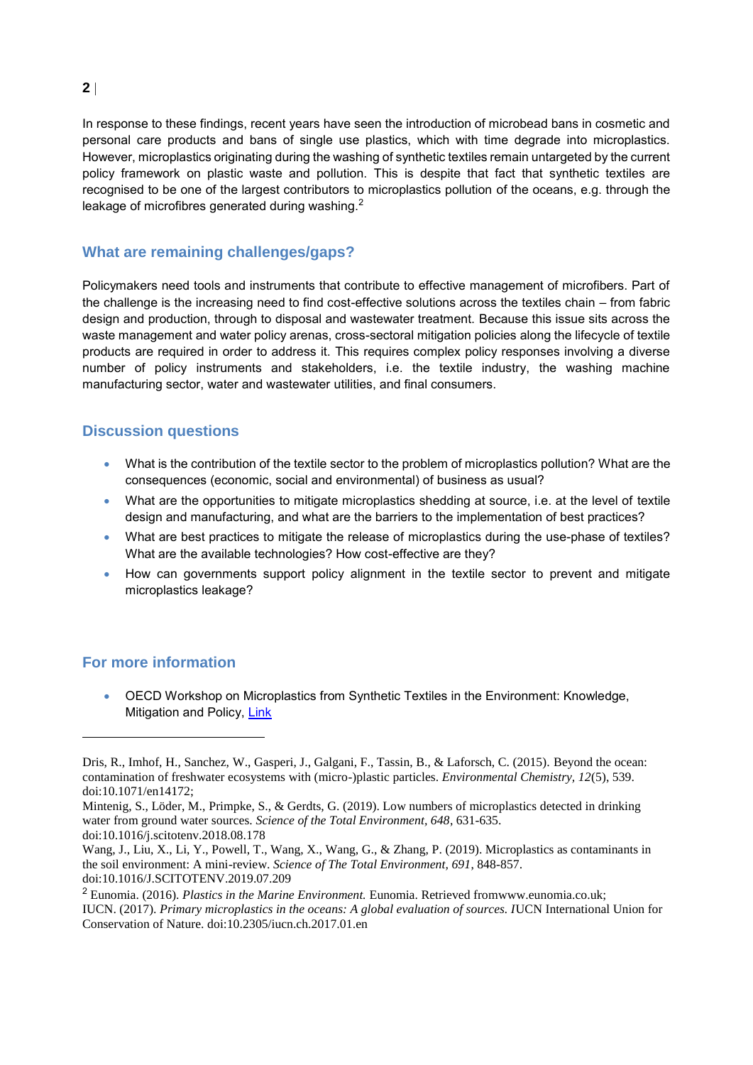In response to these findings, recent years have seen the introduction of microbead bans in cosmetic and personal care products and bans of single use plastics, which with time degrade into microplastics. However, microplastics originating during the washing of synthetic textiles remain untargeted by the current policy framework on plastic waste and pollution. This is despite that fact that synthetic textiles are recognised to be one of the largest contributors to microplastics pollution of the oceans, e.g. through the leakage of microfibres generated during washing.[2]

## What are remaining challenges/gaps?

Policymakers need tools and instruments that contribute to effective management of microfibers. Part of the challenge is the increasing need to find cost-effective solutions across the textiles chain – from fabric design and production, through to disposal and wastewater treatment. Because this issue sits across the waste management and water policy arenas, cross-sectoral mitigation policies along the lifecycle of textile products are required in order to address it. This requires complex policy responses involving a diverse number of policy instruments and stakeholders, i.e. the textile industry, the washing machine manufacturing sector, water and wastewater utilities, and final consumers.

## Discussion questions

- What is the contribution of the textile sector to the problem of microplastics pollution? What are the consequences (economic, social and environmental) of business as usual?
- What are the opportunities to mitigate microplastics shedding at source, i.e. at the level of textile design and manufacturing, and what are the barriers to the implementation of best practices?
- What are best practices to mitigate the release of microplastics during the use-phase of textiles? What are the available technologies? How cost-effective are they?
- How can governments support policy alignment in the textile sector to prevent and mitigate microplastics leakage?

## For more information

- OECD Workshop on Microplastics from Synthetic Textiles in the Environment: Knowledge, Mitigation and Policy, Link

---

Dris, R., Imhof, H., Sanchez, W., Gasperi, J., Galgani, F., Tassin, B., & Laforsch, C. (2015). Beyond the ocean: contamination of freshwater ecosystems with (micro-)plastic particles. *Environmental Chemistry*, *12*(5), 539. doi:10.1071/en14172;

Mintenig, S., Löder, M., Primpke, S., & Gerdts, G. (2019). Low numbers of microplastics detected in drinking water from ground water sources. *Science of the Total Environment*, *648*, 631-635. doi:10.1016/j.scitotenv.2018.08.178

Wang, J., Liu, X., Li, Y., Powell, T., Wang, X., Wang, G., & Zhang, P. (2019). Microplastics as contaminants in the soil environment: A mini-review. *Science of The Total Environment, 691*, 848-857. doi:10.1016/J.SCITOTENV.2019.07.209

[2] Eunomia. (2016). *Plastics in the Marine Environment.* Eunomia. Retrieved fromwww.eunomia.co.uk; IUCN. (2017). *Primary microplastics in the oceans: A global evaluation of sources. I*UCN International Union for Conservation of Nature. doi:10.2305/iucn.ch.2017.01.en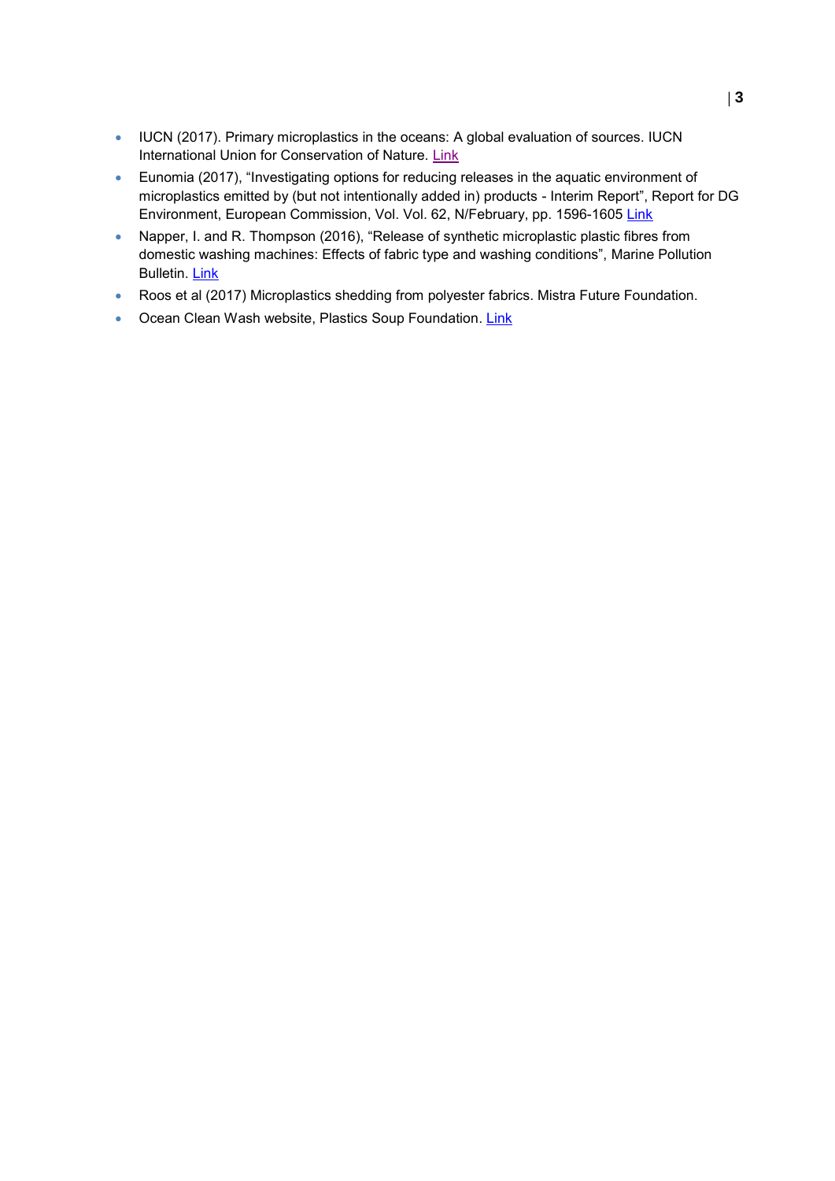- IUCN (2017). Primary microplastics in the oceans: A global evaluation of sources. IUCN International Union for Conservation of Nature. Link
- Eunomia (2017), "Investigating options for reducing releases in the aquatic environment of microplastics emitted by (but not intentionally added in) products - Interim Report", Report for DG Environment, European Commission, Vol. Vol. 62, N/February, pp. 1596-1605 Link
- Napper, I. and R. Thompson (2016), "Release of synthetic microplastic plastic fibres from domestic washing machines: Effects of fabric type and washing conditions", Marine Pollution Bulletin. Link
- Roos et al (2017) Microplastics shedding from polyester fabrics. Mistra Future Foundation.
- Ocean Clean Wash website, Plastics Soup Foundation. Link